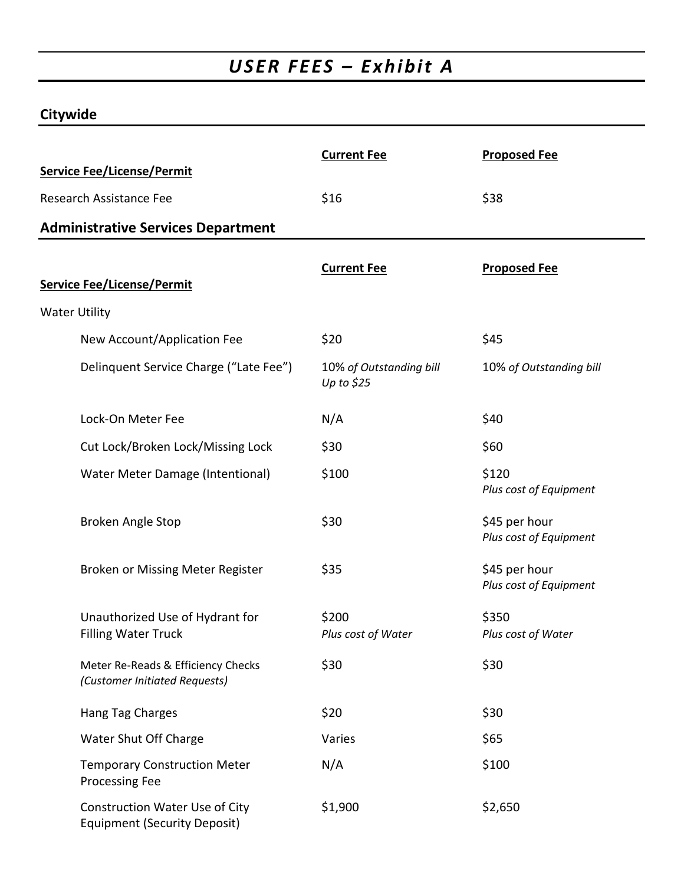# *USER FEES – Exhibit A*

## Citywide

| **Service Fee/License/Permit** | **Current Fee** | **Proposed Fee** |
|---|---|---|
| Research Assistance Fee | $16 | $38 |

## Administrative Services Department

| **Service Fee/License/Permit** | **Current Fee** | **Proposed Fee** |
|---|---|---|
| Water Utility | | |
| New Account/Application Fee | $20 | $45 |
| Delinquent Service Charge ("Late Fee") | 10% *of Outstanding bill Up to $25* | 10% *of Outstanding bill* |
| Lock-On Meter Fee | N/A | $40 |
| Cut Lock/Broken Lock/Missing Lock | $30 | $60 |
| Water Meter Damage (Intentional) | $100 | $120 *Plus cost of Equipment* |
| Broken Angle Stop | $30 | $45 per hour *Plus cost of Equipment* |
| Broken or Missing Meter Register | $35 | $45 per hour *Plus cost of Equipment* |
| Unauthorized Use of Hydrant for Filling Water Truck | $200 *Plus cost of Water* | $350 *Plus cost of Water* |
| Meter Re-Reads & Efficiency Checks *(Customer Initiated Requests)* | $30 | $30 |
| Hang Tag Charges | $20 | $30 |
| Water Shut Off Charge | Varies | $65 |
| Temporary Construction Meter Processing Fee | N/A | $100 |
| Construction Water Use of City Equipment (Security Deposit) | $1,900 | $2,650 |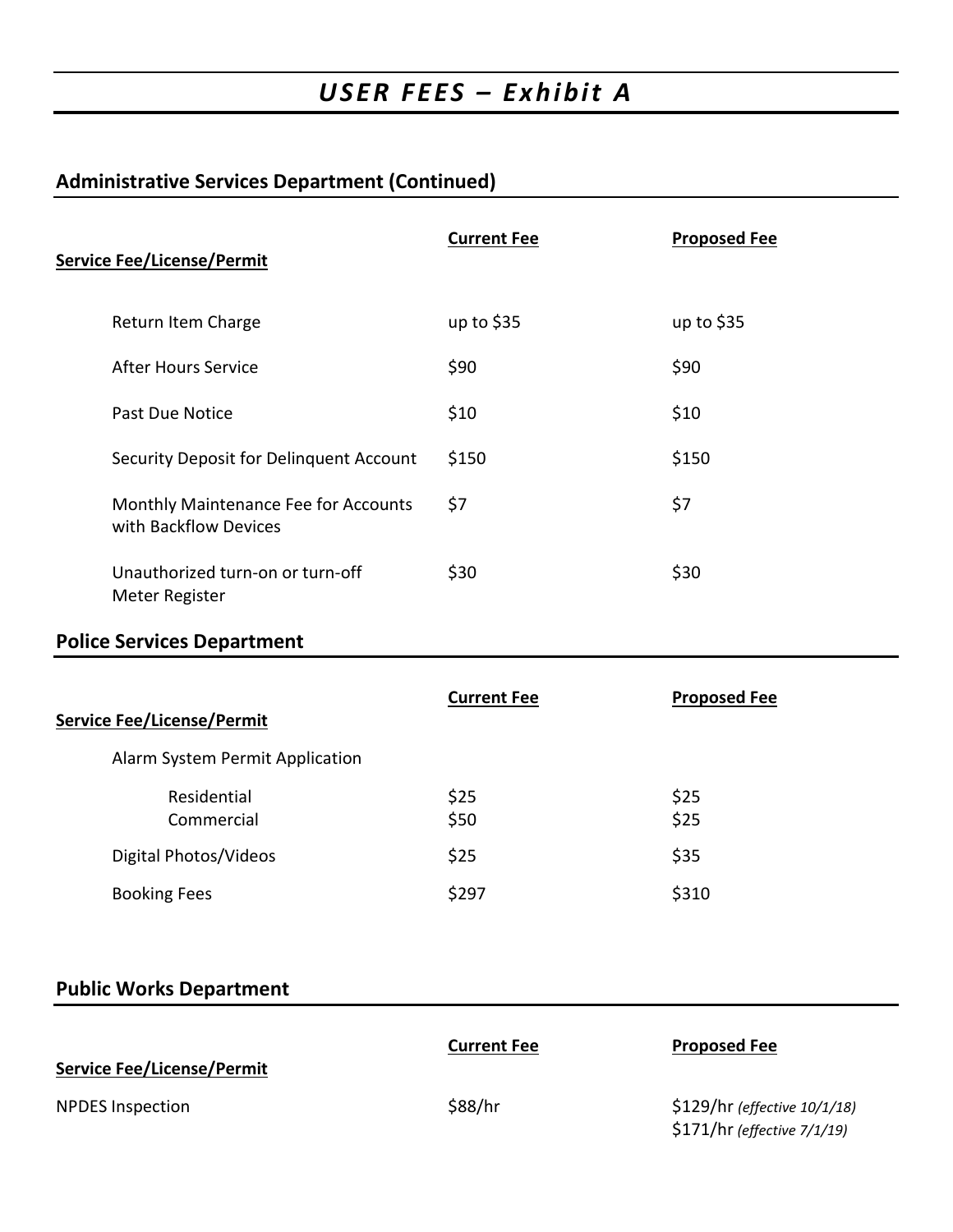# USER FEES – Exhibit A

## Administrative Services Department (Continued)

| Service Fee/License/Permit | Current Fee | Proposed Fee |
|---|---|---|
| Return Item Charge | up to $35 | up to $35 |
| After Hours Service | $90 | $90 |
| Past Due Notice | $10 | $10 |
| Security Deposit for Delinquent Account | $150 | $150 |
| Monthly Maintenance Fee for Accounts with Backflow Devices | $7 | $7 |
| Unauthorized turn-on or turn-off Meter Register | $30 | $30 |

## Police Services Department

| Service Fee/License/Permit | Current Fee | Proposed Fee |
|---|---|---|
| Alarm System Permit Application | | |
| Residential | $25 | $25 |
| Commercial | $50 | $25 |
| Digital Photos/Videos | $25 | $35 |
| Booking Fees | $297 | $310 |

## Public Works Department

| Service Fee/License/Permit | Current Fee | Proposed Fee |
|---|---|---|
| NPDES Inspection | $88/hr | $129/hr *(effective 10/1/18)*<br>$171/hr *(effective 7/1/19)* |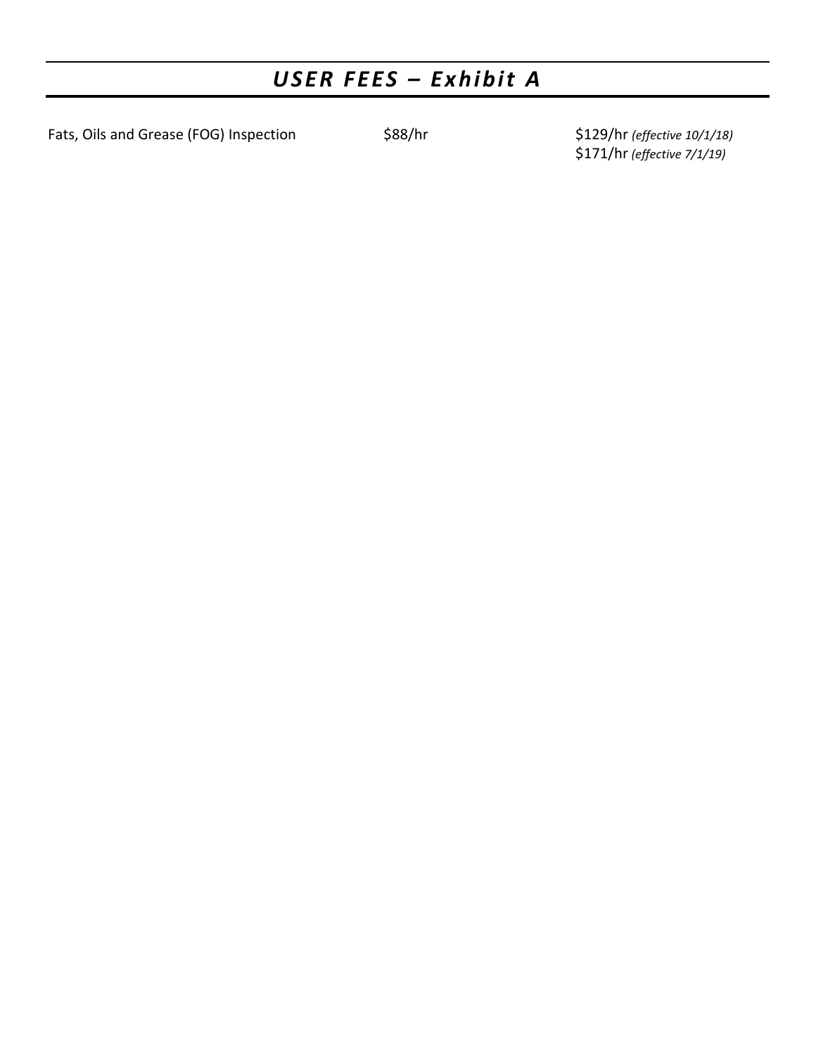# *USER FEES – Exhibit A*

| | | |
|---|---|---|
| Fats, Oils and Grease (FOG) Inspection | $88/hr | $129/hr *(effective 10/1/18)*<br>$171/hr *(effective 7/1/19)* |